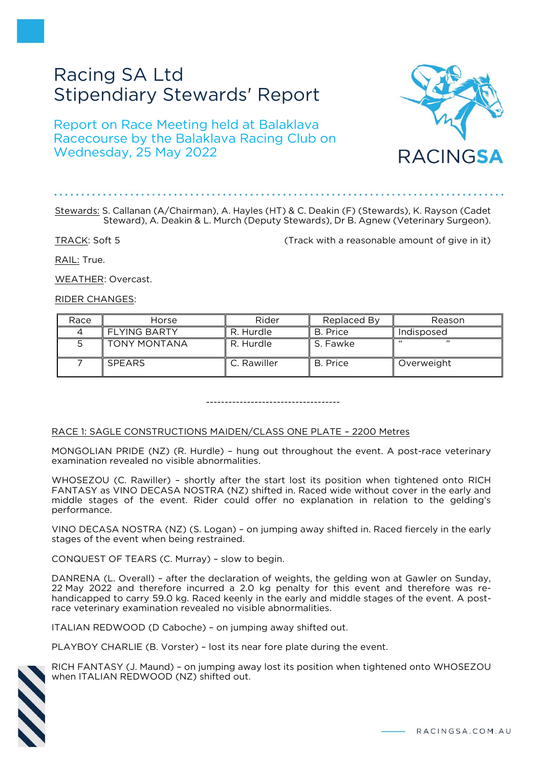# Racing SA Ltd
# Stipendiary Stewards' Report

## Report on Race Meeting held at Balaklava Racecourse by the Balaklava Racing Club on Wednesday, 25 May 2022

Stewards: S. Callanan (A/Chairman), A. Hayles (HT) & C. Deakin (F) (Stewards), K. Rayson (Cadet Steward), A. Deakin & L. Murch (Deputy Stewards), Dr B. Agnew (Veterinary Surgeon).

TRACK: Soft 5 (Track with a reasonable amount of give in it)

RAIL: True.

WEATHER: Overcast.

RIDER CHANGES:

| Race | Horse | Rider | Replaced By | Reason |
|---|---|---|---|---|
| 4 | FLYING BARTY | R. Hurdle | B. Price | Indisposed |
| 5 | TONY MONTANA | R. Hurdle | S. Fawke | " " |
| 7 | SPEARS | C. Rawiller | B. Price | Overweight |

------------------------------------

RACE 1: SAGLE CONSTRUCTIONS MAIDEN/CLASS ONE PLATE – 2200 Metres

MONGOLIAN PRIDE (NZ) (R. Hurdle) – hung out throughout the event. A post-race veterinary examination revealed no visible abnormalities.

WHOSEZOU (C. Rawiller) – shortly after the start lost its position when tightened onto RICH FANTASY as VINO DECASA NOSTRA (NZ) shifted in. Raced wide without cover in the early and middle stages of the event. Rider could offer no explanation in relation to the gelding's performance.

VINO DECASA NOSTRA (NZ) (S. Logan) – on jumping away shifted in. Raced fiercely in the early stages of the event when being restrained.

CONQUEST OF TEARS (C. Murray) – slow to begin.

DANRENA (L. Overall) – after the declaration of weights, the gelding won at Gawler on Sunday, 22 May 2022 and therefore incurred a 2.0 kg penalty for this event and therefore was re-handicapped to carry 59.0 kg. Raced keenly in the early and middle stages of the event. A post-race veterinary examination revealed no visible abnormalities.

ITALIAN REDWOOD (D Caboche) – on jumping away shifted out.

PLAYBOY CHARLIE (B. Vorster) – lost its near fore plate during the event.

RICH FANTASY (J. Maund) – on jumping away lost its position when tightened onto WHOSEZOU when ITALIAN REDWOOD (NZ) shifted out.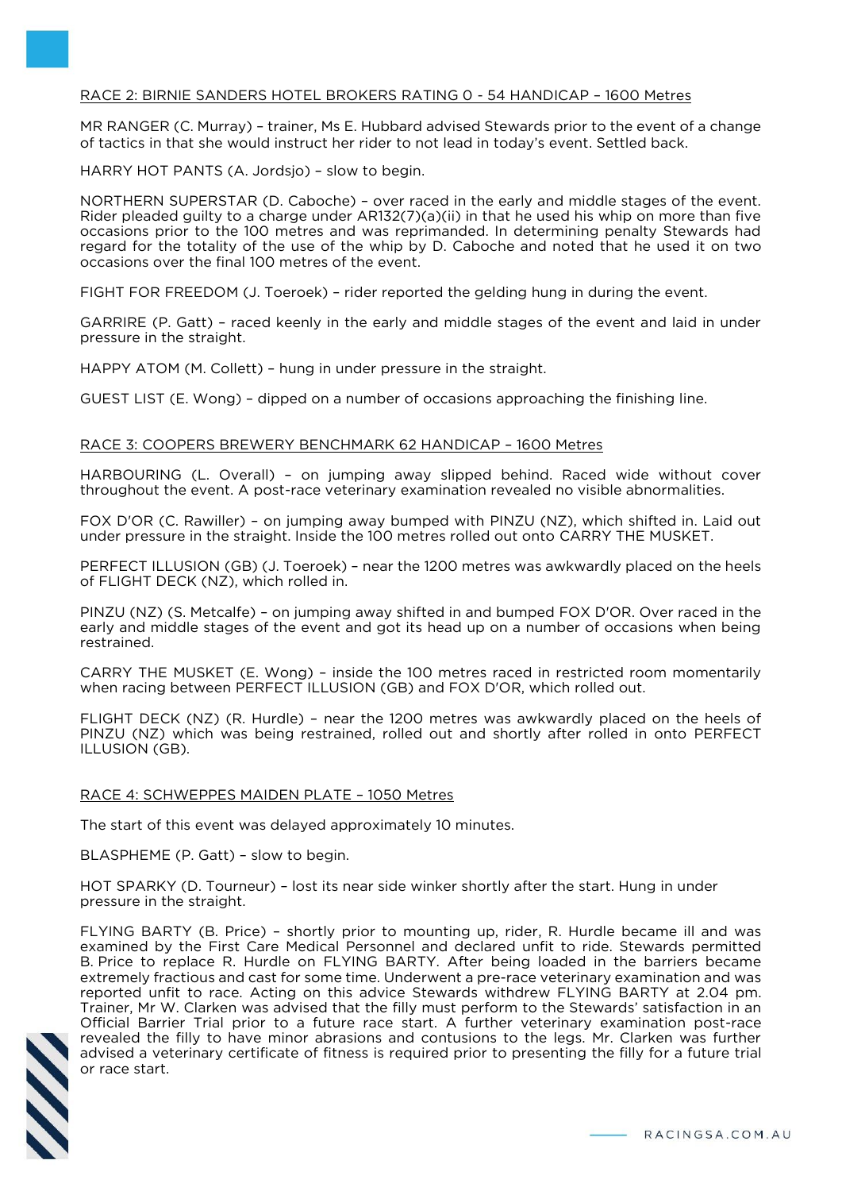RACE 2: BIRNIE SANDERS HOTEL BROKERS RATING 0 - 54 HANDICAP – 1600 Metres

MR RANGER (C. Murray) – trainer, Ms E. Hubbard advised Stewards prior to the event of a change of tactics in that she would instruct her rider to not lead in today's event. Settled back.

HARRY HOT PANTS (A. Jordsjo) – slow to begin.

NORTHERN SUPERSTAR (D. Caboche) – over raced in the early and middle stages of the event. Rider pleaded guilty to a charge under AR132(7)(a)(ii) in that he used his whip on more than five occasions prior to the 100 metres and was reprimanded. In determining penalty Stewards had regard for the totality of the use of the whip by D. Caboche and noted that he used it on two occasions over the final 100 metres of the event.

FIGHT FOR FREEDOM (J. Toeroek) – rider reported the gelding hung in during the event.

GARRIRE (P. Gatt) – raced keenly in the early and middle stages of the event and laid in under pressure in the straight.

HAPPY ATOM (M. Collett) – hung in under pressure in the straight.

GUEST LIST (E. Wong) – dipped on a number of occasions approaching the finishing line.

RACE 3: COOPERS BREWERY BENCHMARK 62 HANDICAP – 1600 Metres

HARBOURING (L. Overall) – on jumping away slipped behind. Raced wide without cover throughout the event. A post-race veterinary examination revealed no visible abnormalities.

FOX D'OR (C. Rawiller) – on jumping away bumped with PINZU (NZ), which shifted in. Laid out under pressure in the straight. Inside the 100 metres rolled out onto CARRY THE MUSKET.

PERFECT ILLUSION (GB) (J. Toeroek) – near the 1200 metres was awkwardly placed on the heels of FLIGHT DECK (NZ), which rolled in.

PINZU (NZ) (S. Metcalfe) – on jumping away shifted in and bumped FOX D'OR. Over raced in the early and middle stages of the event and got its head up on a number of occasions when being restrained.

CARRY THE MUSKET (E. Wong) – inside the 100 metres raced in restricted room momentarily when racing between PERFECT ILLUSION (GB) and FOX D'OR, which rolled out.

FLIGHT DECK (NZ) (R. Hurdle) – near the 1200 metres was awkwardly placed on the heels of PINZU (NZ) which was being restrained, rolled out and shortly after rolled in onto PERFECT ILLUSION (GB).

RACE 4: SCHWEPPES MAIDEN PLATE – 1050 Metres

The start of this event was delayed approximately 10 minutes.

BLASPHEME (P. Gatt) – slow to begin.

HOT SPARKY (D. Tourneur) – lost its near side winker shortly after the start. Hung in under pressure in the straight.

FLYING BARTY (B. Price) – shortly prior to mounting up, rider, R. Hurdle became ill and was examined by the First Care Medical Personnel and declared unfit to ride. Stewards permitted B. Price to replace R. Hurdle on FLYING BARTY. After being loaded in the barriers became extremely fractious and cast for some time. Underwent a pre-race veterinary examination and was reported unfit to race. Acting on this advice Stewards withdrew FLYING BARTY at 2.04 pm. Trainer, Mr W. Clarken was advised that the filly must perform to the Stewards' satisfaction in an Official Barrier Trial prior to a future race start. A further veterinary examination post-race revealed the filly to have minor abrasions and contusions to the legs. Mr. Clarken was further advised a veterinary certificate of fitness is required prior to presenting the filly for a future trial or race start.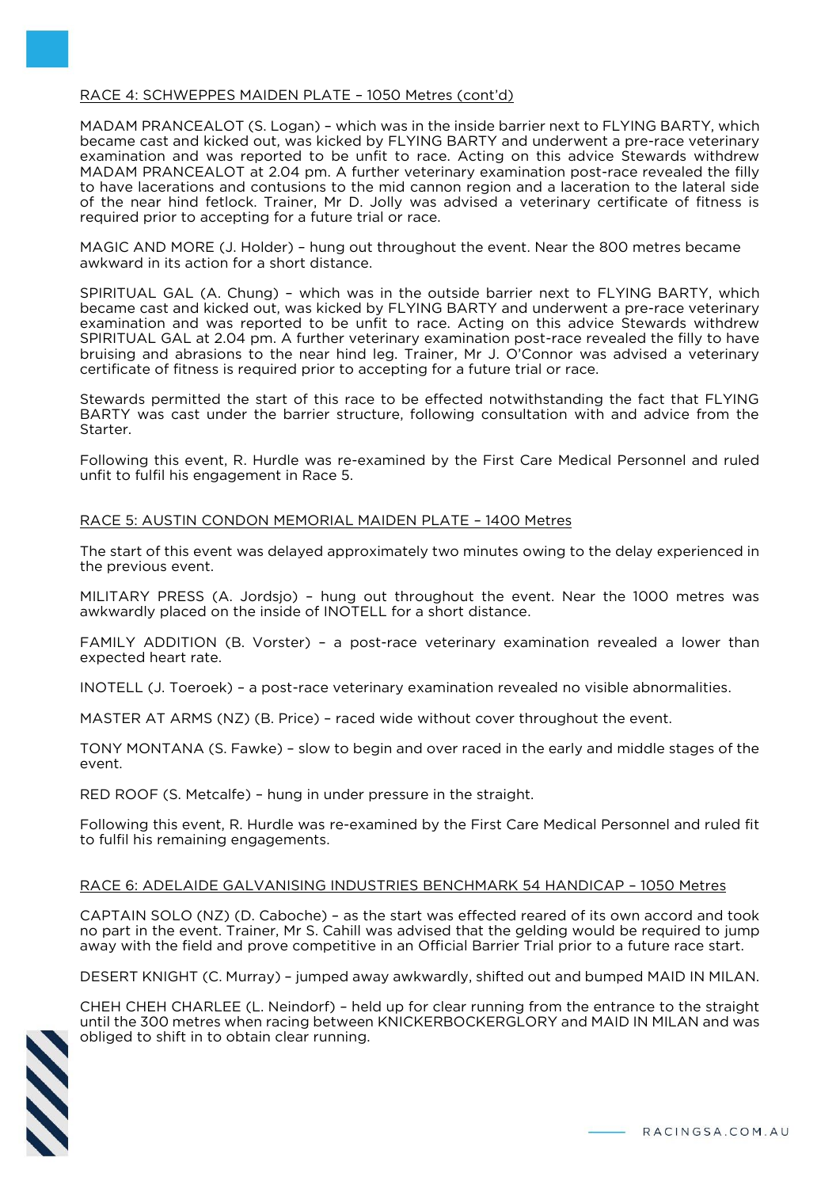## RACE 4: SCHWEPPES MAIDEN PLATE – 1050 Metres (cont'd)

MADAM PRANCEALOT (S. Logan) – which was in the inside barrier next to FLYING BARTY, which became cast and kicked out, was kicked by FLYING BARTY and underwent a pre-race veterinary examination and was reported to be unfit to race. Acting on this advice Stewards withdrew MADAM PRANCEALOT at 2.04 pm. A further veterinary examination post-race revealed the filly to have lacerations and contusions to the mid cannon region and a laceration to the lateral side of the near hind fetlock. Trainer, Mr D. Jolly was advised a veterinary certificate of fitness is required prior to accepting for a future trial or race.

MAGIC AND MORE (J. Holder) – hung out throughout the event. Near the 800 metres became awkward in its action for a short distance.

SPIRITUAL GAL (A. Chung) – which was in the outside barrier next to FLYING BARTY, which became cast and kicked out, was kicked by FLYING BARTY and underwent a pre-race veterinary examination and was reported to be unfit to race. Acting on this advice Stewards withdrew SPIRITUAL GAL at 2.04 pm. A further veterinary examination post-race revealed the filly to have bruising and abrasions to the near hind leg. Trainer, Mr J. O'Connor was advised a veterinary certificate of fitness is required prior to accepting for a future trial or race.

Stewards permitted the start of this race to be effected notwithstanding the fact that FLYING BARTY was cast under the barrier structure, following consultation with and advice from the Starter.

Following this event, R. Hurdle was re-examined by the First Care Medical Personnel and ruled unfit to fulfil his engagement in Race 5.

## RACE 5: AUSTIN CONDON MEMORIAL MAIDEN PLATE – 1400 Metres

The start of this event was delayed approximately two minutes owing to the delay experienced in the previous event.

MILITARY PRESS (A. Jordsjo) – hung out throughout the event. Near the 1000 metres was awkwardly placed on the inside of INOTELL for a short distance.

FAMILY ADDITION (B. Vorster) – a post-race veterinary examination revealed a lower than expected heart rate.

INOTELL (J. Toeroek) – a post-race veterinary examination revealed no visible abnormalities.

MASTER AT ARMS (NZ) (B. Price) – raced wide without cover throughout the event.

TONY MONTANA (S. Fawke) – slow to begin and over raced in the early and middle stages of the event.

RED ROOF (S. Metcalfe) – hung in under pressure in the straight.

Following this event, R. Hurdle was re-examined by the First Care Medical Personnel and ruled fit to fulfil his remaining engagements.

## RACE 6: ADELAIDE GALVANISING INDUSTRIES BENCHMARK 54 HANDICAP – 1050 Metres

CAPTAIN SOLO (NZ) (D. Caboche) – as the start was effected reared of its own accord and took no part in the event. Trainer, Mr S. Cahill was advised that the gelding would be required to jump away with the field and prove competitive in an Official Barrier Trial prior to a future race start.

DESERT KNIGHT (C. Murray) – jumped away awkwardly, shifted out and bumped MAID IN MILAN.

CHEH CHEH CHARLEE (L. Neindorf) – held up for clear running from the entrance to the straight until the 300 metres when racing between KNICKERBOCKERGLORY and MAID IN MILAN and was obliged to shift in to obtain clear running.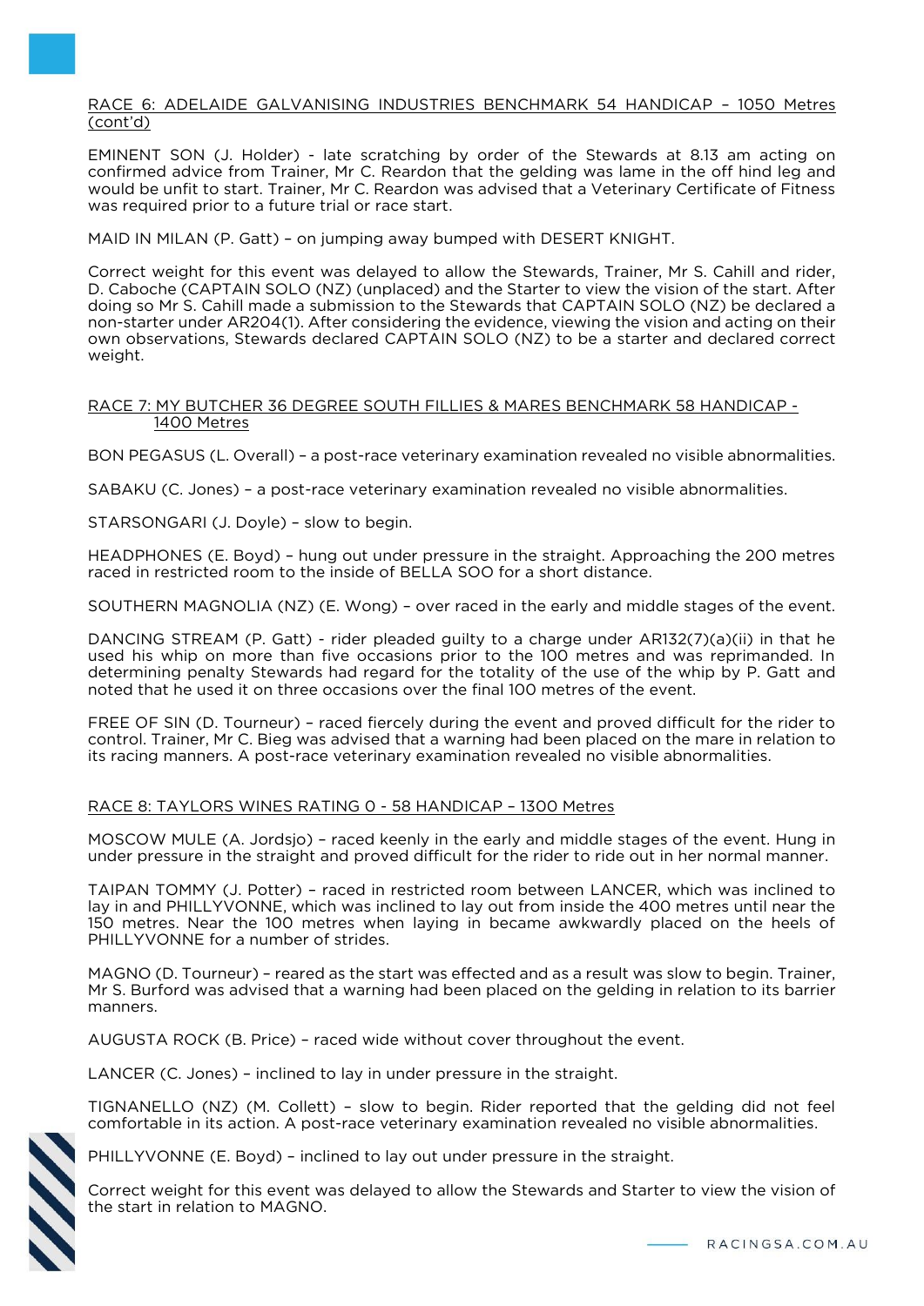## RACE 6: ADELAIDE GALVANISING INDUSTRIES BENCHMARK 54 HANDICAP – 1050 Metres (cont'd)

EMINENT SON (J. Holder) - late scratching by order of the Stewards at 8.13 am acting on confirmed advice from Trainer, Mr C. Reardon that the gelding was lame in the off hind leg and would be unfit to start. Trainer, Mr C. Reardon was advised that a Veterinary Certificate of Fitness was required prior to a future trial or race start.

MAID IN MILAN (P. Gatt) – on jumping away bumped with DESERT KNIGHT.

Correct weight for this event was delayed to allow the Stewards, Trainer, Mr S. Cahill and rider, D. Caboche (CAPTAIN SOLO (NZ) (unplaced) and the Starter to view the vision of the start. After doing so Mr S. Cahill made a submission to the Stewards that CAPTAIN SOLO (NZ) be declared a non-starter under AR204(1). After considering the evidence, viewing the vision and acting on their own observations, Stewards declared CAPTAIN SOLO (NZ) to be a starter and declared correct weight.

## RACE 7: MY BUTCHER 36 DEGREE SOUTH FILLIES & MARES BENCHMARK 58 HANDICAP - 1400 Metres

BON PEGASUS (L. Overall) – a post-race veterinary examination revealed no visible abnormalities.

SABAKU (C. Jones) – a post-race veterinary examination revealed no visible abnormalities.

STARSONGARI (J. Doyle) – slow to begin.

HEADPHONES (E. Boyd) – hung out under pressure in the straight. Approaching the 200 metres raced in restricted room to the inside of BELLA SOO for a short distance.

SOUTHERN MAGNOLIA (NZ) (E. Wong) – over raced in the early and middle stages of the event.

DANCING STREAM (P. Gatt) - rider pleaded guilty to a charge under AR132(7)(a)(ii) in that he used his whip on more than five occasions prior to the 100 metres and was reprimanded. In determining penalty Stewards had regard for the totality of the use of the whip by P. Gatt and noted that he used it on three occasions over the final 100 metres of the event.

FREE OF SIN (D. Tourneur) – raced fiercely during the event and proved difficult for the rider to control. Trainer, Mr C. Bieg was advised that a warning had been placed on the mare in relation to its racing manners. A post-race veterinary examination revealed no visible abnormalities.

## RACE 8: TAYLORS WINES RATING 0 - 58 HANDICAP – 1300 Metres

MOSCOW MULE (A. Jordsjo) – raced keenly in the early and middle stages of the event. Hung in under pressure in the straight and proved difficult for the rider to ride out in her normal manner.

TAIPAN TOMMY (J. Potter) – raced in restricted room between LANCER, which was inclined to lay in and PHILLYVONNE, which was inclined to lay out from inside the 400 metres until near the 150 metres. Near the 100 metres when laying in became awkwardly placed on the heels of PHILLYVONNE for a number of strides.

MAGNO (D. Tourneur) – reared as the start was effected and as a result was slow to begin. Trainer, Mr S. Burford was advised that a warning had been placed on the gelding in relation to its barrier manners.

AUGUSTA ROCK (B. Price) – raced wide without cover throughout the event.

LANCER (C. Jones) – inclined to lay in under pressure in the straight.

TIGNANELLO (NZ) (M. Collett) – slow to begin. Rider reported that the gelding did not feel comfortable in its action. A post-race veterinary examination revealed no visible abnormalities.

PHILLYVONNE (E. Boyd) – inclined to lay out under pressure in the straight.

Correct weight for this event was delayed to allow the Stewards and Starter to view the vision of the start in relation to MAGNO.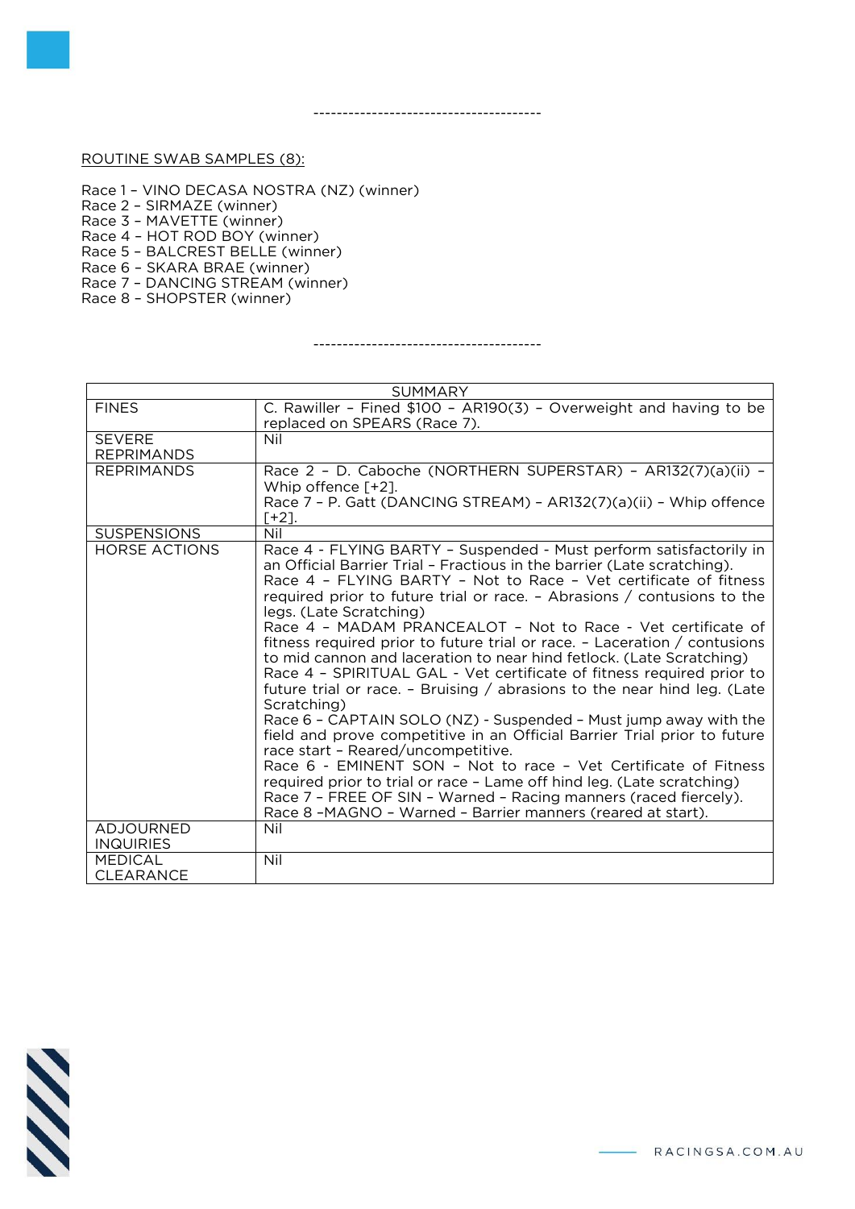---

ROUTINE SWAB SAMPLES (8):

Race 1 – VINO DECASA NOSTRA (NZ) (winner)
Race 2 – SIRMAZE (winner)
Race 3 – MAVETTE (winner)
Race 4 – HOT ROD BOY (winner)
Race 5 – BALCREST BELLE (winner)
Race 6 – SKARA BRAE (winner)
Race 7 – DANCING STREAM (winner)
Race 8 – SHOPSTER (winner)

---

| SUMMARY | |
|---|---|
| FINES | C. Rawiller – Fined $100 – AR190(3) – Overweight and having to be replaced on SPEARS (Race 7). |
| SEVERE REPRIMANDS | Nil |
| REPRIMANDS | Race 2 – D. Caboche (NORTHERN SUPERSTAR) – AR132(7)(a)(ii) – Whip offence [+2].<br>Race 7 – P. Gatt (DANCING STREAM) – AR132(7)(a)(ii) – Whip offence [+2]. |
| SUSPENSIONS | Nil |
| HORSE ACTIONS | Race 4 - FLYING BARTY – Suspended - Must perform satisfactorily in an Official Barrier Trial – Fractious in the barrier (Late scratching).<br>Race 4 – FLYING BARTY – Not to Race – Vet certificate of fitness required prior to future trial or race. – Abrasions / contusions to the legs. (Late Scratching)<br>Race 4 – MADAM PRANCEALOT – Not to Race - Vet certificate of fitness required prior to future trial or race. – Laceration / contusions to mid cannon and laceration to near hind fetlock. (Late Scratching)<br>Race 4 – SPIRITUAL GAL - Vet certificate of fitness required prior to future trial or race. – Bruising / abrasions to the near hind leg. (Late Scratching)<br>Race 6 – CAPTAIN SOLO (NZ) - Suspended – Must jump away with the field and prove competitive in an Official Barrier Trial prior to future race start – Reared/uncompetitive.<br>Race 6 - EMINENT SON – Not to race – Vet Certificate of Fitness required prior to trial or race – Lame off hind leg. (Late scratching)<br>Race 7 – FREE OF SIN – Warned – Racing manners (raced fiercely).<br>Race 8 –MAGNO – Warned – Barrier manners (reared at start). |
| ADJOURNED INQUIRIES | Nil |
| MEDICAL CLEARANCE | Nil |